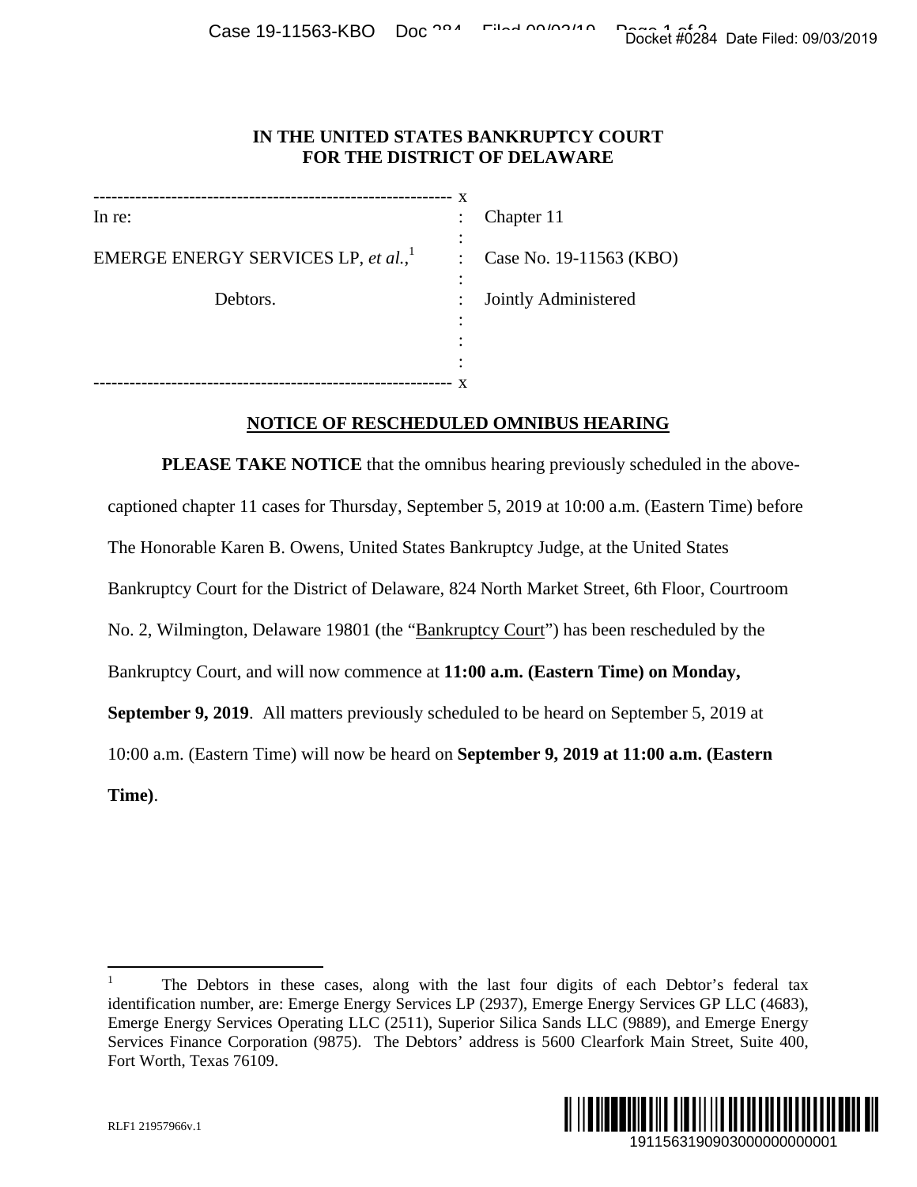# IN THE UNITED STATES BANKRUPTCY COURT FOR THE DISTRICT OF DELAWARE

| | | |
|---|---|---|
| In re: | : | Chapter 11 |
| EMERGE ENERGY SERVICES LP, *et al.*,[1] | : | Case No. 19-11563 (KBO) |
| Debtors. | : | Jointly Administered |

## NOTICE OF RESCHEDULED OMNIBUS HEARING

**PLEASE TAKE NOTICE** that the omnibus hearing previously scheduled in the above-captioned chapter 11 cases for Thursday, September 5, 2019 at 10:00 a.m. (Eastern Time) before The Honorable Karen B. Owens, United States Bankruptcy Judge, at the United States Bankruptcy Court for the District of Delaware, 824 North Market Street, 6th Floor, Courtroom No. 2, Wilmington, Delaware 19801 (the "Bankruptcy Court") has been rescheduled by the Bankruptcy Court, and will now commence at **11:00 a.m. (Eastern Time) on Monday, September 9, 2019**. All matters previously scheduled to be heard on September 5, 2019 at 10:00 a.m. (Eastern Time) will now be heard on **September 9, 2019 at 11:00 a.m. (Eastern Time)**.

[1] The Debtors in these cases, along with the last four digits of each Debtor's federal tax identification number, are: Emerge Energy Services LP (2937), Emerge Energy Services GP LLC (4683), Emerge Energy Services Operating LLC (2511), Superior Silica Sands LLC (9889), and Emerge Energy Services Finance Corporation (9875). The Debtors' address is 5600 Clearfork Main Street, Suite 400, Fort Worth, Texas 76109.

RLF1 21957966v.1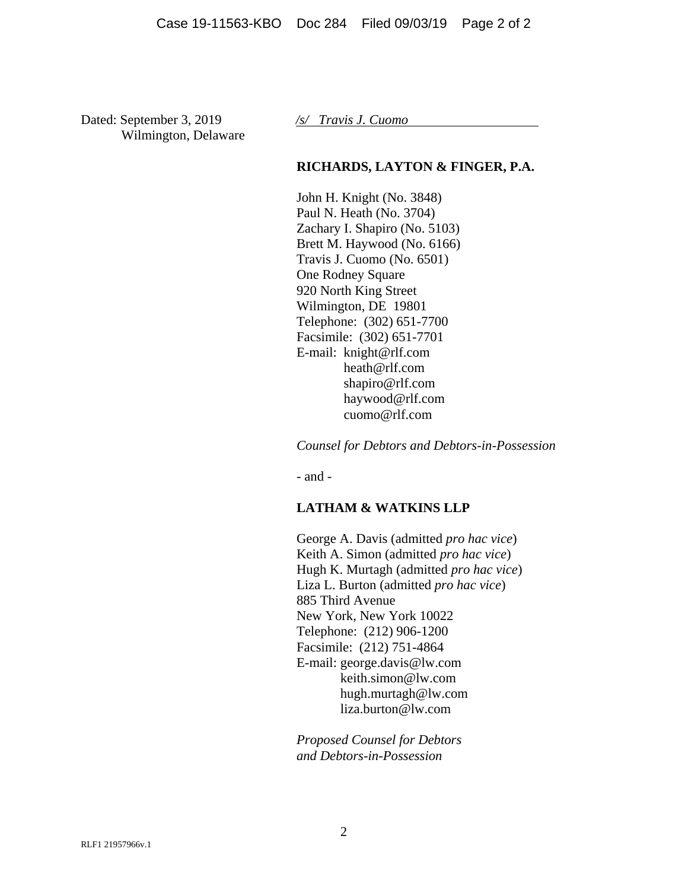Dated: September 3, 2019
Wilmington, Delaware

*/s/ Travis J. Cuomo*

**RICHARDS, LAYTON & FINGER, P.A.**

John H. Knight (No. 3848)
Paul N. Heath (No. 3704)
Zachary I. Shapiro (No. 5103)
Brett M. Haywood (No. 6166)
Travis J. Cuomo (No. 6501)
One Rodney Square
920 North King Street
Wilmington, DE 19801
Telephone: (302) 651-7700
Facsimile: (302) 651-7701
E-mail: knight@rlf.com
heath@rlf.com
shapiro@rlf.com
haywood@rlf.com
cuomo@rlf.com

*Counsel for Debtors and Debtors-in-Possession*

- and -

**LATHAM & WATKINS LLP**

George A. Davis (admitted *pro hac vice*)
Keith A. Simon (admitted *pro hac vice*)
Hugh K. Murtagh (admitted *pro hac vice*)
Liza L. Burton (admitted *pro hac vice*)
885 Third Avenue
New York, New York 10022
Telephone: (212) 906-1200
Facsimile: (212) 751-4864
E-mail: george.davis@lw.com
keith.simon@lw.com
hugh.murtagh@lw.com
liza.burton@lw.com

*Proposed Counsel for Debtors and Debtors-in-Possession*

RLF1 21957966v.1